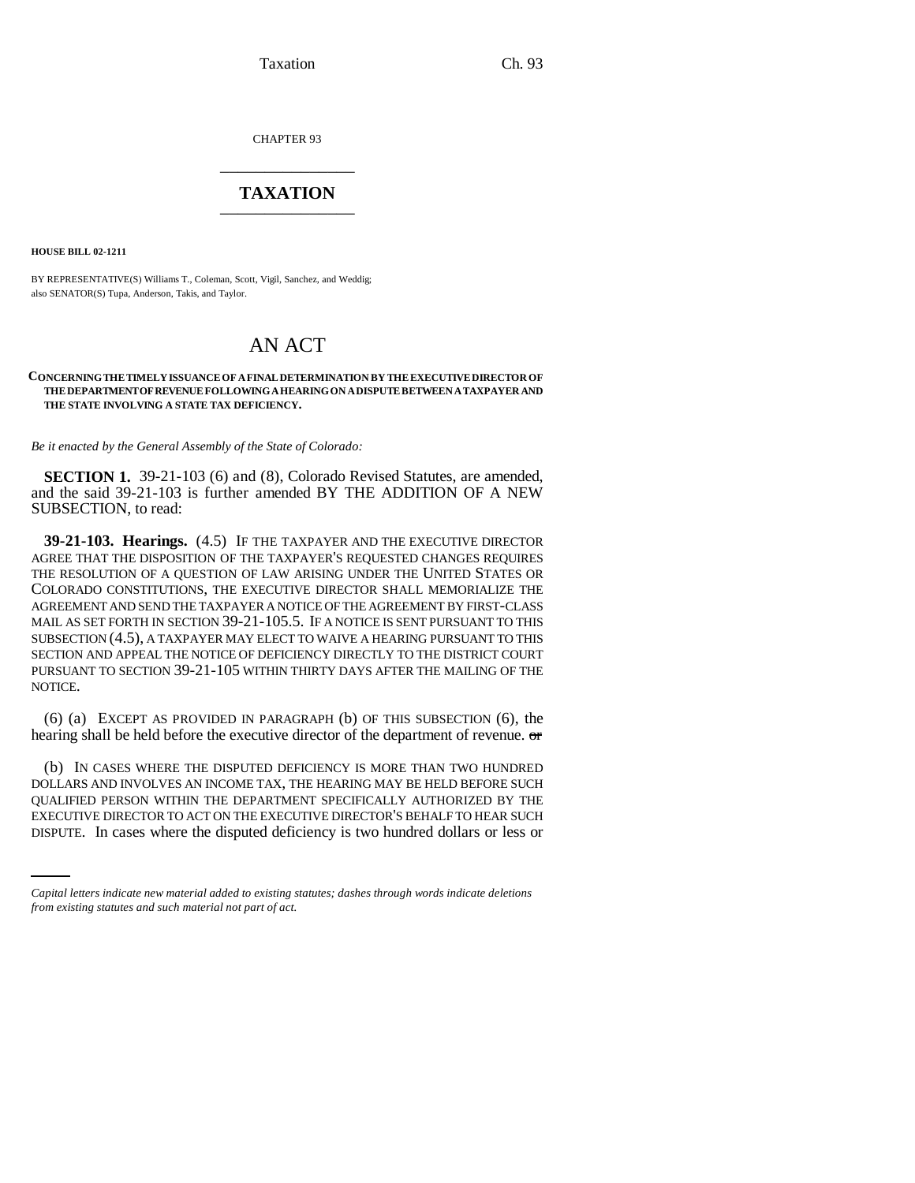CHAPTER 93

# TAXATION

**HOUSE BILL 02-1211**

BY REPRESENTATIVE(S) Williams T., Coleman, Scott, Vigil, Sanchez, and Weddig;
also SENATOR(S) Tupa, Anderson, Takis, and Taylor.

# AN ACT

**CONCERNING THE TIMELY ISSUANCE OF A FINAL DETERMINATION BY THE EXECUTIVE DIRECTOR OF THE DEPARTMENT OF REVENUE FOLLOWING A HEARING ON A DISPUTE BETWEEN A TAXPAYER AND THE STATE INVOLVING A STATE TAX DEFICIENCY.**

*Be it enacted by the General Assembly of the State of Colorado:*

**SECTION 1.** 39-21-103 (6) and (8), Colorado Revised Statutes, are amended, and the said 39-21-103 is further amended BY THE ADDITION OF A NEW SUBSECTION, to read:

**39-21-103. Hearings.** (4.5) IF THE TAXPAYER AND THE EXECUTIVE DIRECTOR AGREE THAT THE DISPOSITION OF THE TAXPAYER'S REQUESTED CHANGES REQUIRES THE RESOLUTION OF A QUESTION OF LAW ARISING UNDER THE UNITED STATES OR COLORADO CONSTITUTIONS, THE EXECUTIVE DIRECTOR SHALL MEMORIALIZE THE AGREEMENT AND SEND THE TAXPAYER A NOTICE OF THE AGREEMENT BY FIRST-CLASS MAIL AS SET FORTH IN SECTION 39-21-105.5. IF A NOTICE IS SENT PURSUANT TO THIS SUBSECTION (4.5), A TAXPAYER MAY ELECT TO WAIVE A HEARING PURSUANT TO THIS SECTION AND APPEAL THE NOTICE OF DEFICIENCY DIRECTLY TO THE DISTRICT COURT PURSUANT TO SECTION 39-21-105 WITHIN THIRTY DAYS AFTER THE MAILING OF THE NOTICE.

(6) (a) EXCEPT AS PROVIDED IN PARAGRAPH (b) OF THIS SUBSECTION (6), the hearing shall be held before the executive director of the department of revenue. ~~or~~

(b) IN CASES WHERE THE DISPUTED DEFICIENCY IS MORE THAN TWO HUNDRED DOLLARS AND INVOLVES AN INCOME TAX, THE HEARING MAY BE HELD BEFORE SUCH QUALIFIED PERSON WITHIN THE DEPARTMENT SPECIFICALLY AUTHORIZED BY THE EXECUTIVE DIRECTOR TO ACT ON THE EXECUTIVE DIRECTOR'S BEHALF TO HEAR SUCH DISPUTE. In cases where the disputed deficiency is two hundred dollars or less or

*Capital letters indicate new material added to existing statutes; dashes through words indicate deletions from existing statutes and such material not part of act.*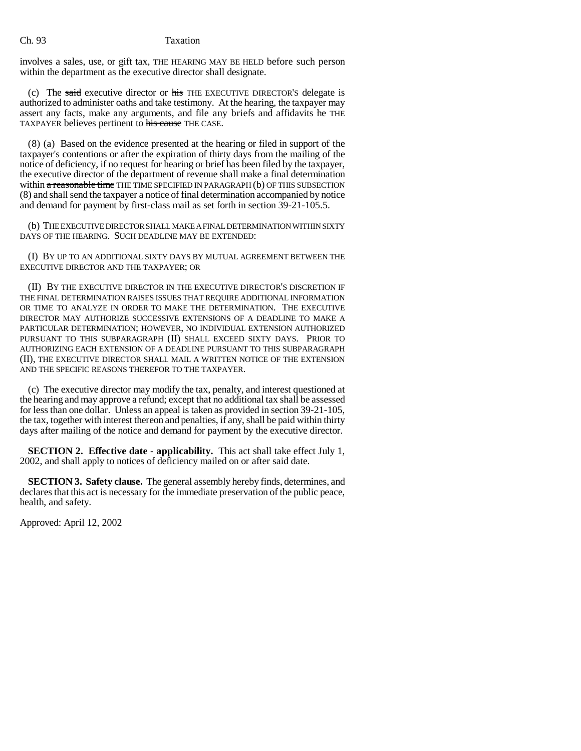involves a sales, use, or gift tax, THE HEARING MAY BE HELD before such person within the department as the executive director shall designate.

(c) The ~~said~~ executive director or ~~his~~ THE EXECUTIVE DIRECTOR'S delegate is authorized to administer oaths and take testimony. At the hearing, the taxpayer may assert any facts, make any arguments, and file any briefs and affidavits ~~he~~ THE TAXPAYER believes pertinent to ~~his cause~~ THE CASE.

(8) (a) Based on the evidence presented at the hearing or filed in support of the taxpayer's contentions or after the expiration of thirty days from the mailing of the notice of deficiency, if no request for hearing or brief has been filed by the taxpayer, the executive director of the department of revenue shall make a final determination within ~~a reasonable time~~ THE TIME SPECIFIED IN PARAGRAPH (b) OF THIS SUBSECTION (8) and shall send the taxpayer a notice of final determination accompanied by notice and demand for payment by first-class mail as set forth in section 39-21-105.5.

(b) THE EXECUTIVE DIRECTOR SHALL MAKE A FINAL DETERMINATION WITHIN SIXTY DAYS OF THE HEARING. SUCH DEADLINE MAY BE EXTENDED:

(I) BY UP TO AN ADDITIONAL SIXTY DAYS BY MUTUAL AGREEMENT BETWEEN THE EXECUTIVE DIRECTOR AND THE TAXPAYER; OR

(II) BY THE EXECUTIVE DIRECTOR IN THE EXECUTIVE DIRECTOR'S DISCRETION IF THE FINAL DETERMINATION RAISES ISSUES THAT REQUIRE ADDITIONAL INFORMATION OR TIME TO ANALYZE IN ORDER TO MAKE THE DETERMINATION. THE EXECUTIVE DIRECTOR MAY AUTHORIZE SUCCESSIVE EXTENSIONS OF A DEADLINE TO MAKE A PARTICULAR DETERMINATION; HOWEVER, NO INDIVIDUAL EXTENSION AUTHORIZED PURSUANT TO THIS SUBPARAGRAPH (II) SHALL EXCEED SIXTY DAYS. PRIOR TO AUTHORIZING EACH EXTENSION OF A DEADLINE PURSUANT TO THIS SUBPARAGRAPH (II), THE EXECUTIVE DIRECTOR SHALL MAIL A WRITTEN NOTICE OF THE EXTENSION AND THE SPECIFIC REASONS THEREFOR TO THE TAXPAYER.

(c) The executive director may modify the tax, penalty, and interest questioned at the hearing and may approve a refund; except that no additional tax shall be assessed for less than one dollar. Unless an appeal is taken as provided in section 39-21-105, the tax, together with interest thereon and penalties, if any, shall be paid within thirty days after mailing of the notice and demand for payment by the executive director.

**SECTION 2. Effective date - applicability.** This act shall take effect July 1, 2002, and shall apply to notices of deficiency mailed on or after said date.

**SECTION 3. Safety clause.** The general assembly hereby finds, determines, and declares that this act is necessary for the immediate preservation of the public peace, health, and safety.

Approved: April 12, 2002